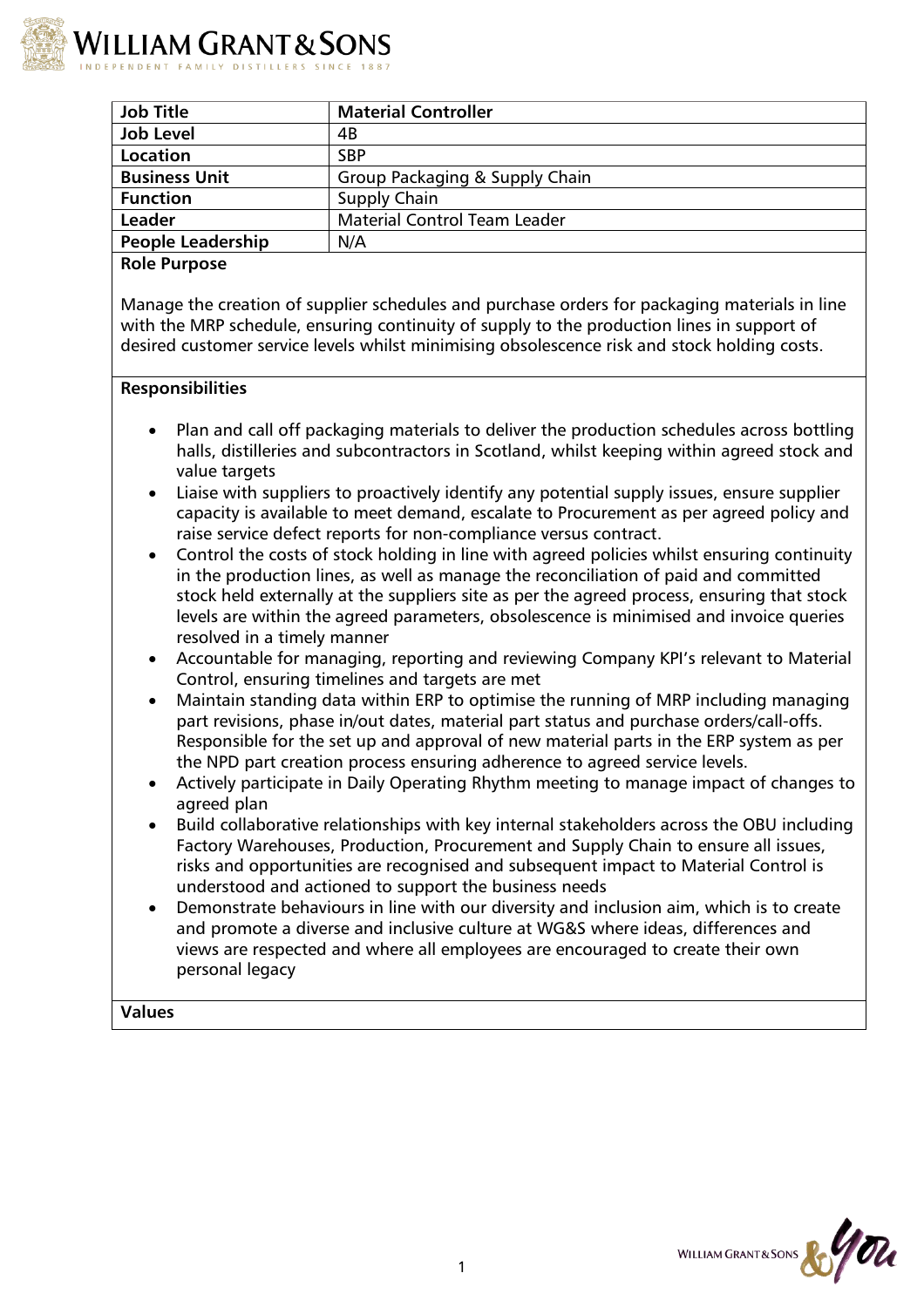| Job Title | Material Controller |
|---|---|
| Job Level | 4B |
| Location | SBP |
| Business Unit | Group Packaging & Supply Chain |
| Function | Supply Chain |
| Leader | Material Control Team Leader |
| People Leadership | N/A |

**Role Purpose**

Manage the creation of supplier schedules and purchase orders for packaging materials in line with the MRP schedule, ensuring continuity of supply to the production lines in support of desired customer service levels whilst minimising obsolescence risk and stock holding costs.

**Responsibilities**

- Plan and call off packaging materials to deliver the production schedules across bottling halls, distilleries and subcontractors in Scotland, whilst keeping within agreed stock and value targets
- Liaise with suppliers to proactively identify any potential supply issues, ensure supplier capacity is available to meet demand, escalate to Procurement as per agreed policy and raise service defect reports for non-compliance versus contract.
- Control the costs of stock holding in line with agreed policies whilst ensuring continuity in the production lines, as well as manage the reconciliation of paid and committed stock held externally at the suppliers site as per the agreed process, ensuring that stock levels are within the agreed parameters, obsolescence is minimised and invoice queries resolved in a timely manner
- Accountable for managing, reporting and reviewing Company KPI's relevant to Material Control, ensuring timelines and targets are met
- Maintain standing data within ERP to optimise the running of MRP including managing part revisions, phase in/out dates, material part status and purchase orders/call-offs. Responsible for the set up and approval of new material parts in the ERP system as per the NPD part creation process ensuring adherence to agreed service levels.
- Actively participate in Daily Operating Rhythm meeting to manage impact of changes to agreed plan
- Build collaborative relationships with key internal stakeholders across the OBU including Factory Warehouses, Production, Procurement and Supply Chain to ensure all issues, risks and opportunities are recognised and subsequent impact to Material Control is understood and actioned to support the business needs
- Demonstrate behaviours in line with our diversity and inclusion aim, which is to create and promote a diverse and inclusive culture at WG&S where ideas, differences and views are respected and where all employees are encouraged to create their own personal legacy

**Values**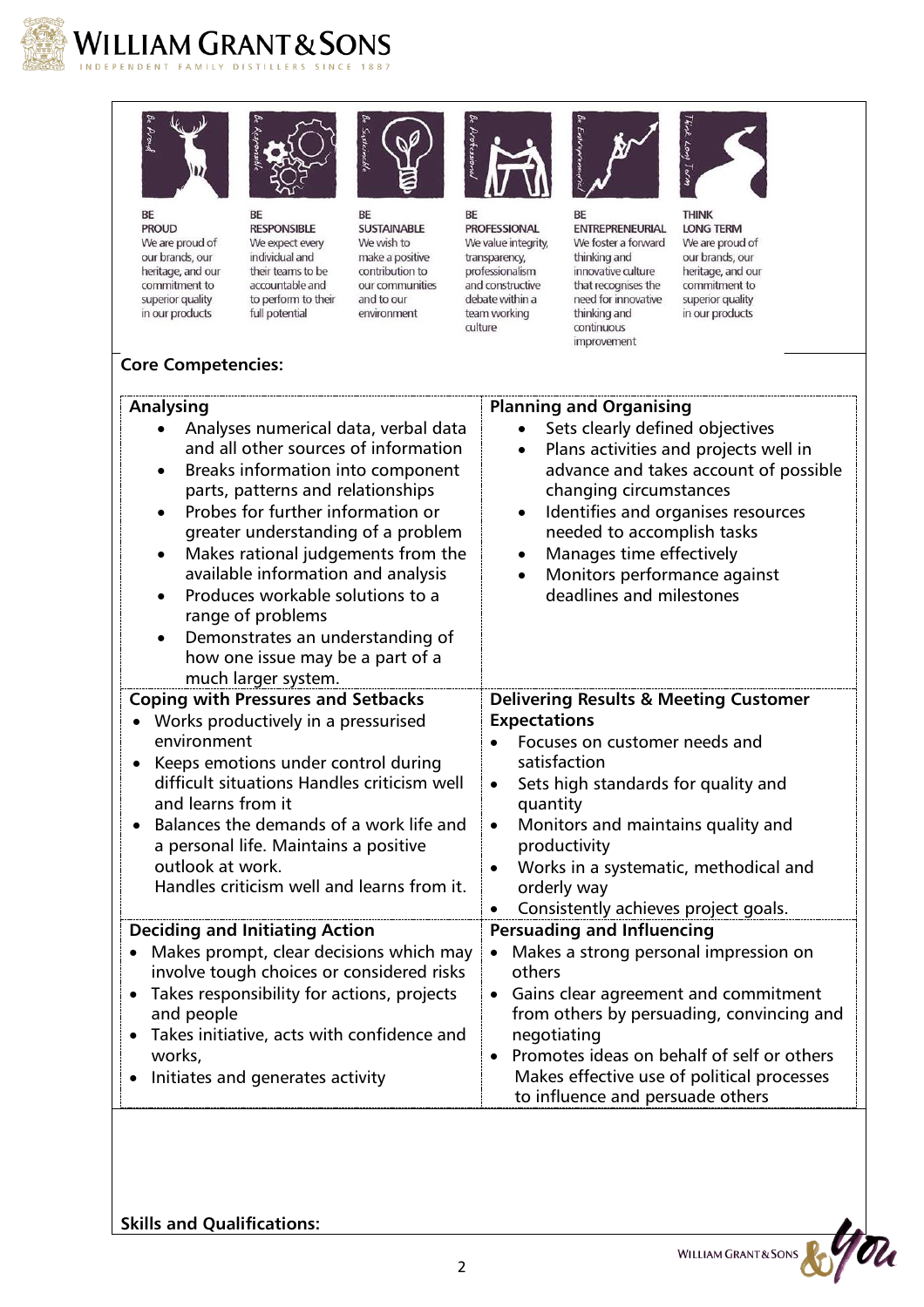**BE PROUD**
We are proud of our brands, our heritage, and our commitment to superior quality in our products

**BE RESPONSIBLE**
We expect every individual and their teams to be accountable and to perform to their full potential

**BE SUSTAINABLE**
We wish to make a positive contribution to our communities and to our environment

**BE PROFESSIONAL**
We value integrity, transparency, professionalism and constructive debate within a team working culture

**BE ENTREPRENEURIAL**
We foster a forward thinking and innovative culture that recognises the need for innovative thinking and continuous improvement

**THINK LONG TERM**
We are proud of our brands, our heritage, and our commitment to superior quality in our products

**Core Competencies:**

| **Analysing** | **Planning and Organising** |
|---|---|
| • Analyses numerical data, verbal data and all other sources of information<br>• Breaks information into component parts, patterns and relationships<br>• Probes for further information or greater understanding of a problem<br>• Makes rational judgements from the available information and analysis<br>• Produces workable solutions to a range of problems<br>• Demonstrates an understanding of how one issue may be a part of a much larger system. | • Sets clearly defined objectives<br>• Plans activities and projects well in advance and takes account of possible changing circumstances<br>• Identifies and organises resources needed to accomplish tasks<br>• Manages time effectively<br>• Monitors performance against deadlines and milestones |
| **Coping with Pressures and Setbacks** | **Delivering Results & Meeting Customer Expectations** |
| • Works productively in a pressurised environment<br>• Keeps emotions under control during difficult situations Handles criticism well and learns from it<br>• Balances the demands of a work life and a personal life. Maintains a positive outlook at work.<br>Handles criticism well and learns from it. | • Focuses on customer needs and satisfaction<br>• Sets high standards for quality and quantity<br>• Monitors and maintains quality and productivity<br>• Works in a systematic, methodical and orderly way<br>• Consistently achieves project goals. |
| **Deciding and Initiating Action** | **Persuading and Influencing** |
| • Makes prompt, clear decisions which may involve tough choices or considered risks<br>• Takes responsibility for actions, projects and people<br>• Takes initiative, acts with confidence and works,<br>• Initiates and generates activity | • Makes a strong personal impression on others<br>• Gains clear agreement and commitment from others by persuading, convincing and negotiating<br>• Promotes ideas on behalf of self or others Makes effective use of political processes to influence and persuade others |

**Skills and Qualifications:**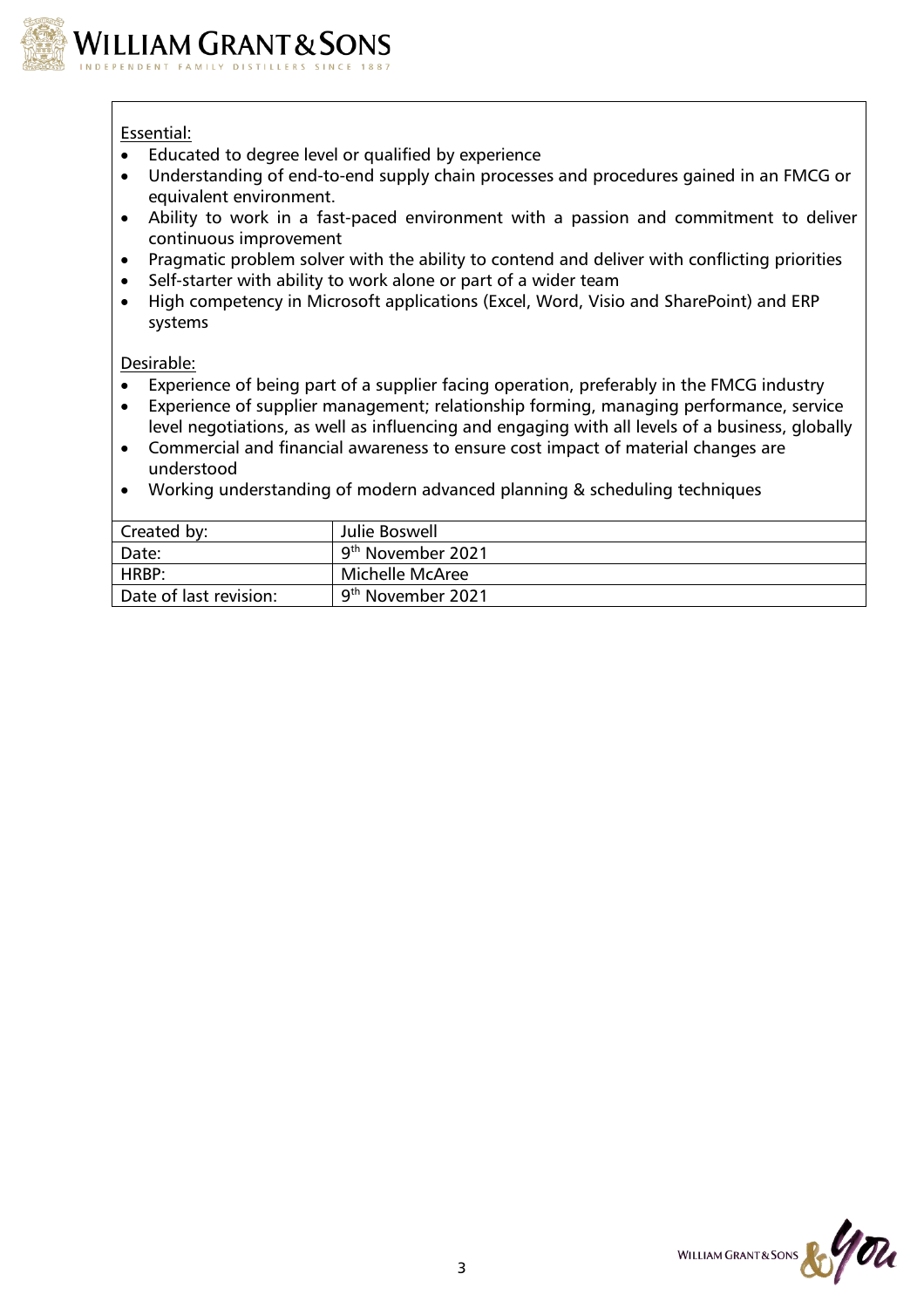Essential:

- Educated to degree level or qualified by experience
- Understanding of end-to-end supply chain processes and procedures gained in an FMCG or equivalent environment.
- Ability to work in a fast-paced environment with a passion and commitment to deliver continuous improvement
- Pragmatic problem solver with the ability to contend and deliver with conflicting priorities
- Self-starter with ability to work alone or part of a wider team
- High competency in Microsoft applications (Excel, Word, Visio and SharePoint) and ERP systems

Desirable:

- Experience of being part of a supplier facing operation, preferably in the FMCG industry
- Experience of supplier management; relationship forming, managing performance, service level negotiations, as well as influencing and engaging with all levels of a business, globally
- Commercial and financial awareness to ensure cost impact of material changes are understood
- Working understanding of modern advanced planning & scheduling techniques

| | |
|---|---|
| Created by: | Julie Boswell |
| Date: | 9th November 2021 |
| HRBP: | Michelle McAree |
| Date of last revision: | 9th November 2021 |